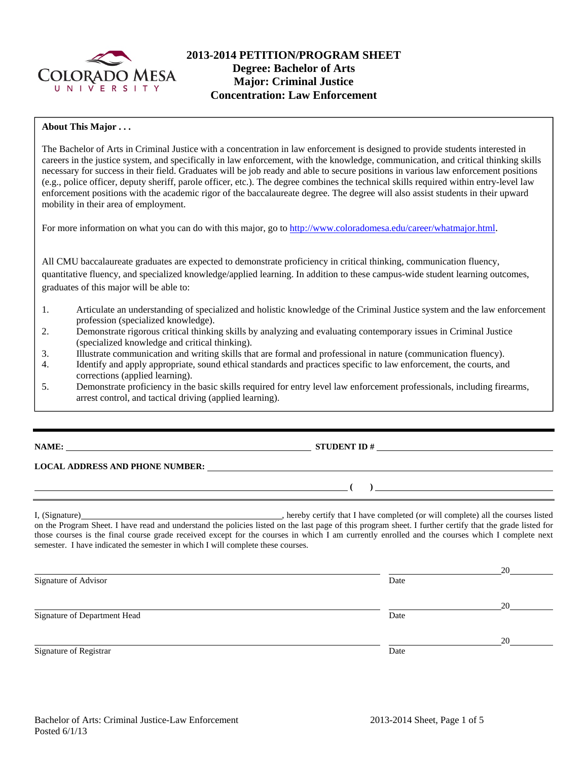# 2013-2014 PETITION/PROGRAM SHEET
## Degree: Bachelor of Arts
## Major: Criminal Justice
## Concentration: Law Enforcement

**About This Major . . .**

The Bachelor of Arts in Criminal Justice with a concentration in law enforcement is designed to provide students interested in careers in the justice system, and specifically in law enforcement, with the knowledge, communication, and critical thinking skills necessary for success in their field. Graduates will be job ready and able to secure positions in various law enforcement positions (e.g., police officer, deputy sheriff, parole officer, etc.). The degree combines the technical skills required within entry-level law enforcement positions with the academic rigor of the baccalaureate degree. The degree will also assist students in their upward mobility in their area of employment.

For more information on what you can do with this major, go to http://www.coloradomesa.edu/career/whatmajor.html.

All CMU baccalaureate graduates are expected to demonstrate proficiency in critical thinking, communication fluency, quantitative fluency, and specialized knowledge/applied learning. In addition to these campus-wide student learning outcomes, graduates of this major will be able to:

1. Articulate an understanding of specialized and holistic knowledge of the Criminal Justice system and the law enforcement profession (specialized knowledge).
2. Demonstrate rigorous critical thinking skills by analyzing and evaluating contemporary issues in Criminal Justice (specialized knowledge and critical thinking).
3. Illustrate communication and writing skills that are formal and professional in nature (communication fluency).
4. Identify and apply appropriate, sound ethical standards and practices specific to law enforcement, the courts, and corrections (applied learning).
5. Demonstrate proficiency in the basic skills required for entry level law enforcement professionals, including firearms, arrest control, and tactical driving (applied learning).

---

**NAME:** \_\_\_\_\_\_\_\_\_\_\_\_\_\_\_\_\_\_\_\_\_\_\_\_\_\_ **STUDENT ID #** \_\_\_\_\_\_\_\_\_\_\_\_\_\_\_\_\_\_\_\_

**LOCAL ADDRESS AND PHONE NUMBER:** \_\_\_\_\_\_\_\_\_\_\_\_\_\_\_\_\_\_\_\_\_\_\_\_\_\_\_\_\_\_\_\_\_\_\_\_

\_\_\_\_\_\_\_\_\_\_\_\_\_\_\_\_\_\_\_\_\_\_\_\_\_\_\_\_\_\_\_\_\_\_\_\_ **( )** \_\_\_\_\_\_\_\_\_\_\_\_\_\_\_\_\_\_\_\_

I, (Signature)\_\_\_\_\_\_\_\_\_\_\_\_\_\_\_\_\_\_\_\_\_\_\_\_\_\_\_\_\_\_\_\_\_\_\_\_, hereby certify that I have completed (or will complete) all the courses listed on the Program Sheet. I have read and understand the policies listed on the last page of this program sheet. I further certify that the grade listed for those courses is the final course grade received except for the courses in which I am currently enrolled and the courses which I complete next semester. I have indicated the semester in which I will complete these courses.

\_\_\_\_\_\_\_\_\_\_\_\_\_\_\_\_\_\_\_\_\_\_\_\_\_\_\_\_\_\_\_\_\_\_\_\_ \_\_\_\_\_\_\_\_\_\_\_\_\_\_\_\_\_\_\_\_20\_\_\_\_\_\_\_\_
Signature of Advisor Date

\_\_\_\_\_\_\_\_\_\_\_\_\_\_\_\_\_\_\_\_\_\_\_\_\_\_\_\_\_\_\_\_\_\_\_\_ \_\_\_\_\_\_\_\_\_\_\_\_\_\_\_\_\_\_\_\_20\_\_\_\_\_\_\_\_
Signature of Department Head Date

\_\_\_\_\_\_\_\_\_\_\_\_\_\_\_\_\_\_\_\_\_\_\_\_\_\_\_\_\_\_\_\_\_\_\_\_ \_\_\_\_\_\_\_\_\_\_\_\_\_\_\_\_\_\_\_\_20\_\_\_\_\_\_\_\_
Signature of Registrar Date

Posted 6/1/13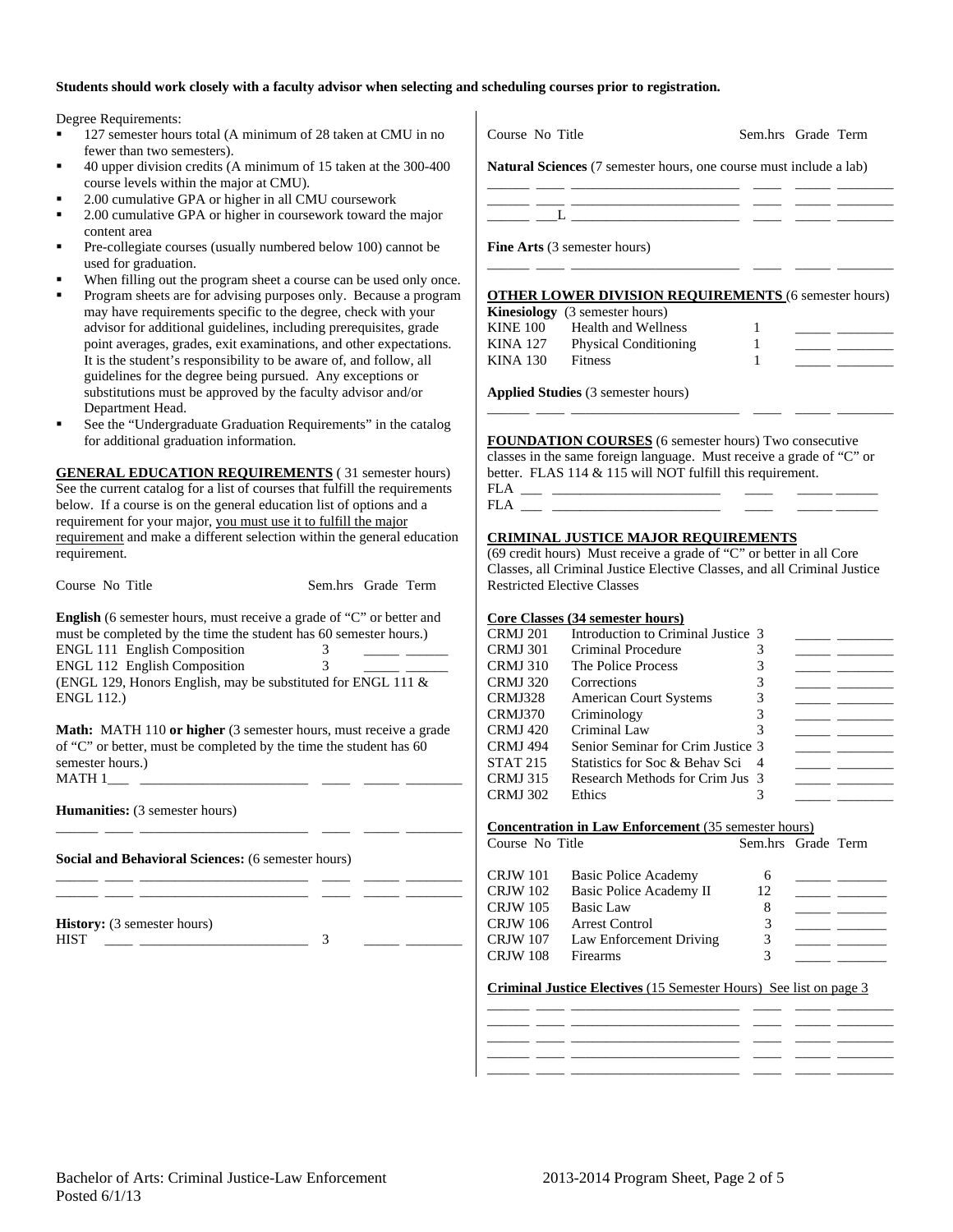**Students should work closely with a faculty advisor when selecting and scheduling courses prior to registration.**

Degree Requirements:

- 127 semester hours total (A minimum of 28 taken at CMU in no fewer than two semesters).
- 40 upper division credits (A minimum of 15 taken at the 300-400 course levels within the major at CMU).
- 2.00 cumulative GPA or higher in all CMU coursework
- 2.00 cumulative GPA or higher in coursework toward the major content area
- Pre-collegiate courses (usually numbered below 100) cannot be used for graduation.
- When filling out the program sheet a course can be used only once.
- Program sheets are for advising purposes only. Because a program may have requirements specific to the degree, check with your advisor for additional guidelines, including prerequisites, grade point averages, grades, exit examinations, and other expectations. It is the student's responsibility to be aware of, and follow, all guidelines for the degree being pursued. Any exceptions or substitutions must be approved by the faculty advisor and/or Department Head.
- See the "Undergraduate Graduation Requirements" in the catalog for additional graduation information.

**GENERAL EDUCATION REQUIREMENTS** ( 31 semester hours) See the current catalog for a list of courses that fulfill the requirements below. If a course is on the general education list of options and a requirement for your major, you must use it to fulfill the major requirement and make a different selection within the general education requirement.

| Course No | Title | Sem.hrs | Grade | Term |
|---|---|---|---|---|

**English** (6 semester hours, must receive a grade of "C" or better and must be completed by the time the student has 60 semester hours.)

| Course No | Title | Sem.hrs | Grade | Term |
|---|---|---|---|---|
| ENGL 111 | English Composition | 3 | _____ | ______ |
| ENGL 112 | English Composition | 3 | _____ | ______ |

(ENGL 129, Honors English, may be substituted for ENGL 111 & ENGL 112.)

**Math:** MATH 110 **or higher** (3 semester hours, must receive a grade of "C" or better, must be completed by the time the student has 60 semester hours.)

MATH 1___ ________________________ ____ _____ ________

**Humanities:** (3 semester hours)

______ ____ ________________________ ____ _____ ________

**Social and Behavioral Sciences:** (6 semester hours)

______ ____ ________________________ ____ _____ ________
______ ____ ________________________ ____ _____ ________

**History:** (3 semester hours)

HIST ____ ________________________ 3 _____ ________

| Course No | Title | Sem.hrs | Grade | Term |
|---|---|---|---|---|

**Natural Sciences** (7 semester hours, one course must include a lab)

______ ____ ________________________ ____ _____ ________
______ ____ ________________________ ____ _____ ________
______ ___L ________________________ ____ _____ ________

**Fine Arts** (3 semester hours)

______ ____ ________________________ ____ _____ ________

**OTHER LOWER DIVISION REQUIREMENTS** (6 semester hours)

**Kinesiology** (3 semester hours)

| Course No | Title | Sem.hrs | Grade | Term |
|---|---|---|---|---|
| KINE 100 | Health and Wellness | 1 | _____ | ________ |
| KINA 127 | Physical Conditioning | 1 | _____ | ________ |
| KINA 130 | Fitness | 1 | _____ | ________ |

**Applied Studies** (3 semester hours)

______ ____ ________________________ ____ _____ ________

**FOUNDATION COURSES** (6 semester hours) Two consecutive classes in the same foreign language. Must receive a grade of "C" or better. FLAS 114 & 115 will NOT fulfill this requirement.

FLA ___ ________________________ ____ _____ ______
FLA ___ ________________________ ____ _____ ______

**CRIMINAL JUSTICE MAJOR REQUIREMENTS**
(69 credit hours) Must receive a grade of "C" or better in all Core Classes, all Criminal Justice Elective Classes, and all Criminal Justice Restricted Elective Classes

**Core Classes (34 semester hours)**

| Course No | Title | Sem.hrs | Grade | Term |
|---|---|---|---|---|
| CRMJ 201 | Introduction to Criminal Justice | 3 | _____ | ________ |
| CRMJ 301 | Criminal Procedure | 3 | _____ | ________ |
| CRMJ 310 | The Police Process | 3 | _____ | ________ |
| CRMJ 320 | Corrections | 3 | _____ | ________ |
| CRMJ328 | American Court Systems | 3 | _____ | ________ |
| CRMJ370 | Criminology | 3 | _____ | ________ |
| CRMJ 420 | Criminal Law | 3 | _____ | ________ |
| CRMJ 494 | Senior Seminar for Crim Justice | 3 | _____ | ________ |
| STAT 215 | Statistics for Soc & Behav Sci | 4 | _____ | ________ |
| CRMJ 315 | Research Methods for Crim Jus | 3 | _____ | ________ |
| CRMJ 302 | Ethics | 3 | _____ | ________ |

**Concentration in Law Enforcement** (35 semester hours)

| Course No | Title | Sem.hrs | Grade | Term |
|---|---|---|---|---|
| CRJW 101 | Basic Police Academy | 6 | _____ | _______ |
| CRJW 102 | Basic Police Academy II | 12 | _____ | _______ |
| CRJW 105 | Basic Law | 8 | _____ | _______ |
| CRJW 106 | Arrest Control | 3 | _____ | _______ |
| CRJW 107 | Law Enforcement Driving | 3 | _____ | _______ |
| CRJW 108 | Firearms | 3 | _____ | _______ |

**Criminal Justice Electives** (15 Semester Hours) See list on page 3

______ ____ ________________________ ____ _____ ________
______ ____ ________________________ ____ _____ ________
______ ____ ________________________ ____ _____ ________
______ ____ ________________________ ____ _____ ________
______ ____ ________________________ ____ _____ ________

Bachelor of Arts: Criminal Justice-Law Enforcement
Posted 6/1/13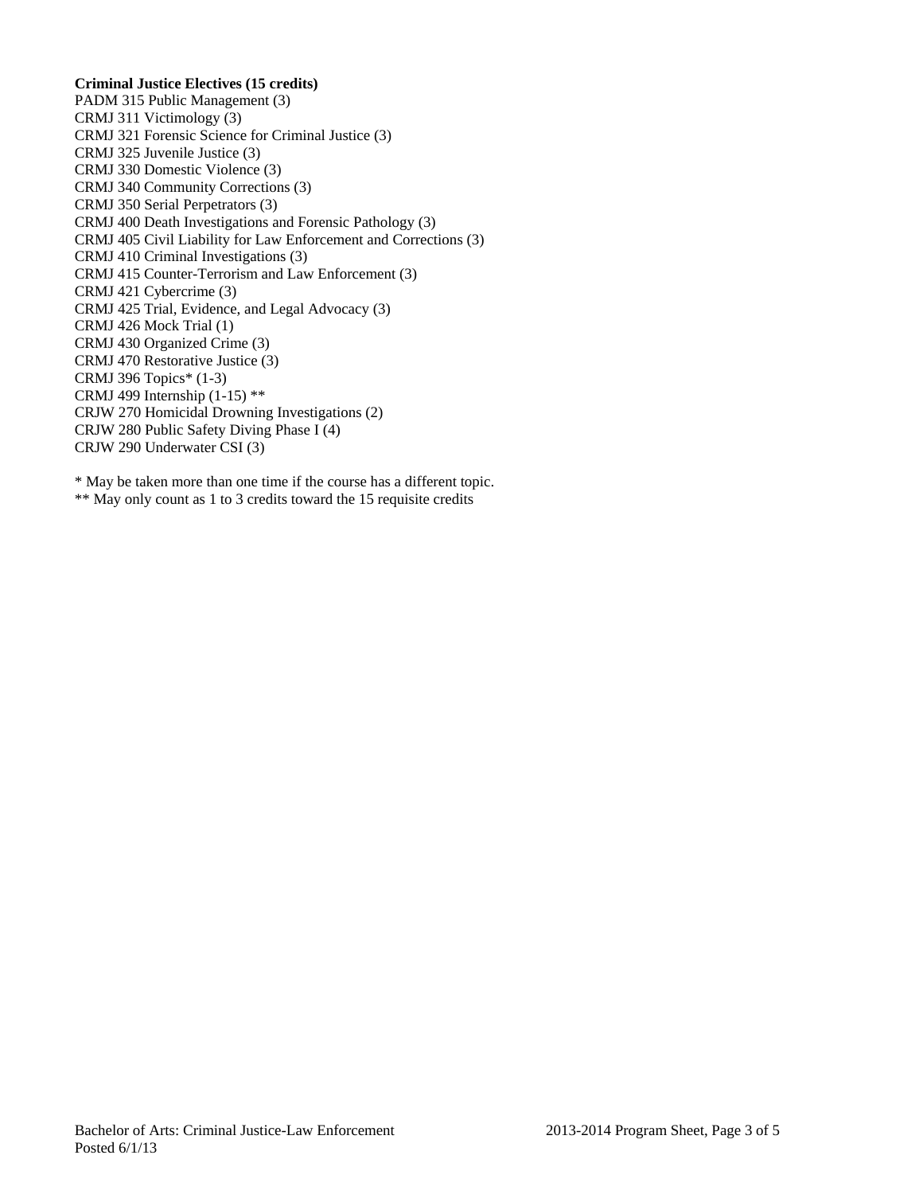**Criminal Justice Electives (15 credits)**

PADM 315 Public Management (3)
CRMJ 311 Victimology (3)
CRMJ 321 Forensic Science for Criminal Justice (3)
CRMJ 325 Juvenile Justice (3)
CRMJ 330 Domestic Violence (3)
CRMJ 340 Community Corrections (3)
CRMJ 350 Serial Perpetrators (3)
CRMJ 400 Death Investigations and Forensic Pathology (3)
CRMJ 405 Civil Liability for Law Enforcement and Corrections (3)
CRMJ 410 Criminal Investigations (3)
CRMJ 415 Counter-Terrorism and Law Enforcement (3)
CRMJ 421 Cybercrime (3)
CRMJ 425 Trial, Evidence, and Legal Advocacy (3)
CRMJ 426 Mock Trial (1)
CRMJ 430 Organized Crime (3)
CRMJ 470 Restorative Justice (3)
CRMJ 396 Topics* (1-3)
CRMJ 499 Internship (1-15) **
CRJW 270 Homicidal Drowning Investigations (2)
CRJW 280 Public Safety Diving Phase I (4)
CRJW 290 Underwater CSI (3)

* May be taken more than one time if the course has a different topic.
** May only count as 1 to 3 credits toward the 15 requisite credits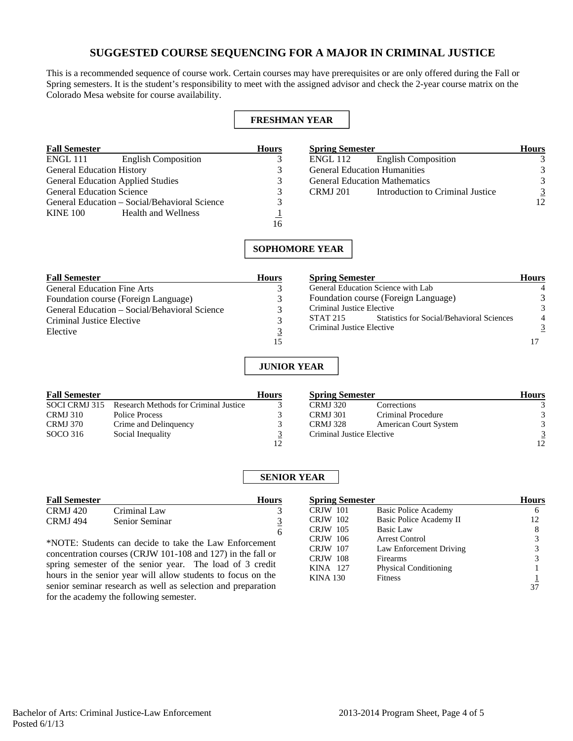## SUGGESTED COURSE SEQUENCING FOR A MAJOR IN CRIMINAL JUSTICE

This is a recommended sequence of course work. Certain courses may have prerequisites or are only offered during the Fall or Spring semesters. It is the student's responsibility to meet with the assigned advisor and check the 2-year course matrix on the Colorado Mesa website for course availability.

### FRESHMAN YEAR

| Fall Semester | | Hours |
|---|---|---|
| ENGL 111 | English Composition | 3 |
| General Education History | | 3 |
| General Education Applied Studies | | 3 |
| General Education Science | | 3 |
| General Education – Social/Behavioral Science | | 3 |
| KINE 100 | Health and Wellness | 1 |
| | | 16 |

| Spring Semester | | Hours |
|---|---|---|
| ENGL 112 | English Composition | 3 |
| General Education Humanities | | 3 |
| General Education Mathematics | | 3 |
| CRMJ 201 | Introduction to Criminal Justice | 3 |
| | | 12 |

### SOPHOMORE YEAR

| Fall Semester | | Hours |
|---|---|---|
| General Education Fine Arts | | 3 |
| Foundation course (Foreign Language) | | 3 |
| General Education – Social/Behavioral Science | | 3 |
| Criminal Justice Elective | | 3 |
| Elective | | 3 |
| | | 15 |

| Spring Semester | | Hours |
|---|---|---|
| General Education Science with Lab | | 4 |
| Foundation course (Foreign Language) | | 3 |
| Criminal Justice Elective | | 3 |
| STAT 215 | Statistics for Social/Behavioral Sciences | 4 |
| Criminal Justice Elective | | 3 |
| | | 17 |

### JUNIOR YEAR

| Fall Semester | | Hours |
|---|---|---|
| SOCI CRMJ 315 | Research Methods for Criminal Justice | 3 |
| CRMJ 310 | Police Process | 3 |
| CRMJ 370 | Crime and Delinquency | 3 |
| SOCO 316 | Social Inequality | 3 |
| | | 12 |

| Spring Semester | | Hours |
|---|---|---|
| CRMJ 320 | Corrections | 3 |
| CRMJ 301 | Criminal Procedure | 3 |
| CRMJ 328 | American Court System | 3 |
| Criminal Justice Elective | | 3 |
| | | 12 |

### SENIOR YEAR

| Fall Semester | | Hours |
|---|---|---|
| CRMJ 420 | Criminal Law | 3 |
| CRMJ 494 | Senior Seminar | 3 |
| | | 6 |

*NOTE: Students can decide to take the Law Enforcement concentration courses (CRJW 101-108 and 127) in the fall or spring semester of the senior year. The load of 3 credit hours in the senior year will allow students to focus on the senior seminar research as well as selection and preparation for the academy the following semester.

| Spring Semester | | Hours |
|---|---|---|
| CRJW 101 | Basic Police Academy | 6 |
| CRJW 102 | Basic Police Academy II | 12 |
| CRJW 105 | Basic Law | 8 |
| CRJW 106 | Arrest Control | 3 |
| CRJW 107 | Law Enforcement Driving | 3 |
| CRJW 108 | Firearms | 3 |
| KINA 127 | Physical Conditioning | 1 |
| KINA 130 | Fitness | 1 |
| | | 37 |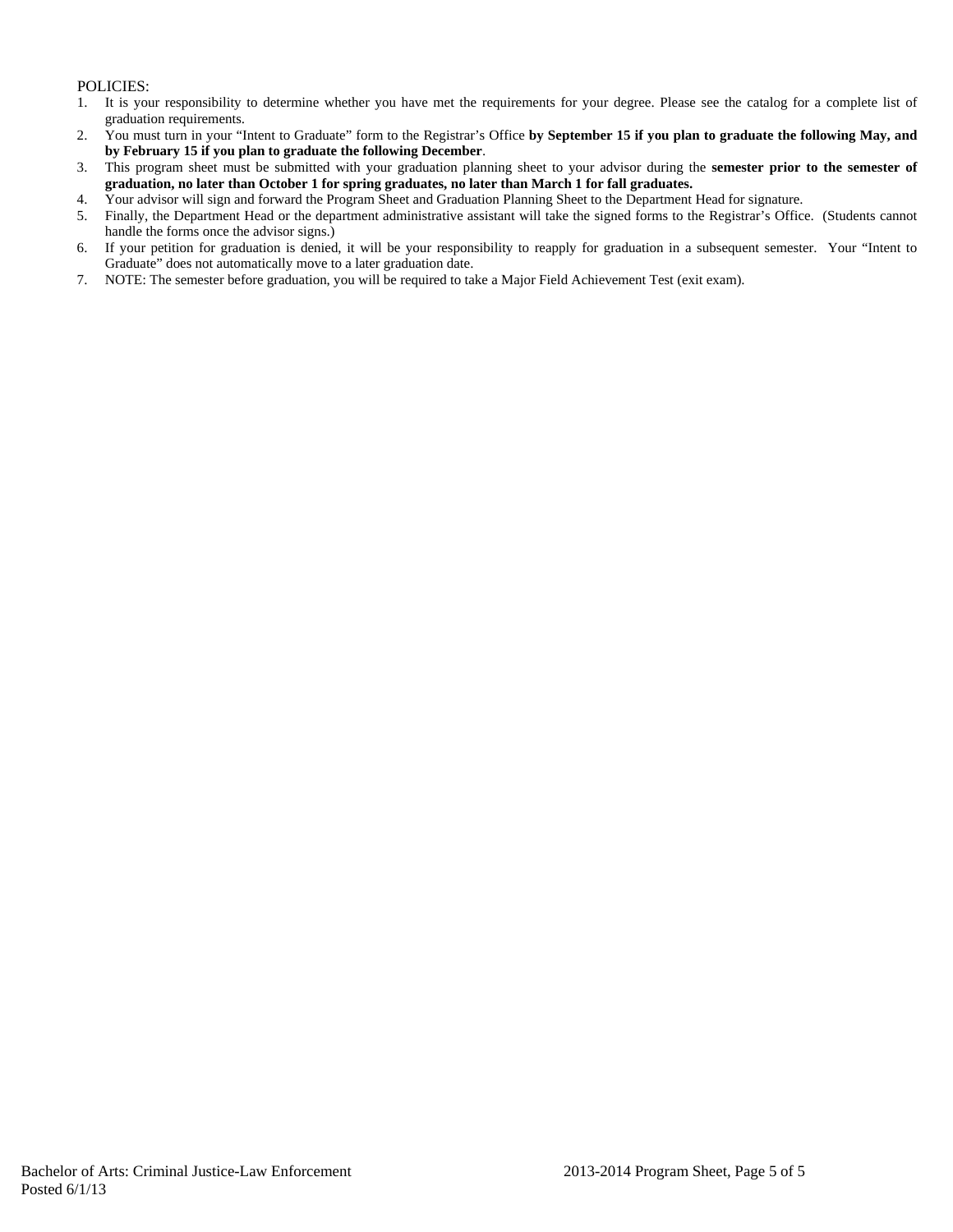POLICIES:

1. It is your responsibility to determine whether you have met the requirements for your degree. Please see the catalog for a complete list of graduation requirements.
2. You must turn in your "Intent to Graduate" form to the Registrar's Office **by September 15 if you plan to graduate the following May, and by February 15 if you plan to graduate the following December**.
3. This program sheet must be submitted with your graduation planning sheet to your advisor during the **semester prior to the semester of graduation, no later than October 1 for spring graduates, no later than March 1 for fall graduates.**
4. Your advisor will sign and forward the Program Sheet and Graduation Planning Sheet to the Department Head for signature.
5. Finally, the Department Head or the department administrative assistant will take the signed forms to the Registrar's Office. (Students cannot handle the forms once the advisor signs.)
6. If your petition for graduation is denied, it will be your responsibility to reapply for graduation in a subsequent semester. Your "Intent to Graduate" does not automatically move to a later graduation date.
7. NOTE: The semester before graduation, you will be required to take a Major Field Achievement Test (exit exam).